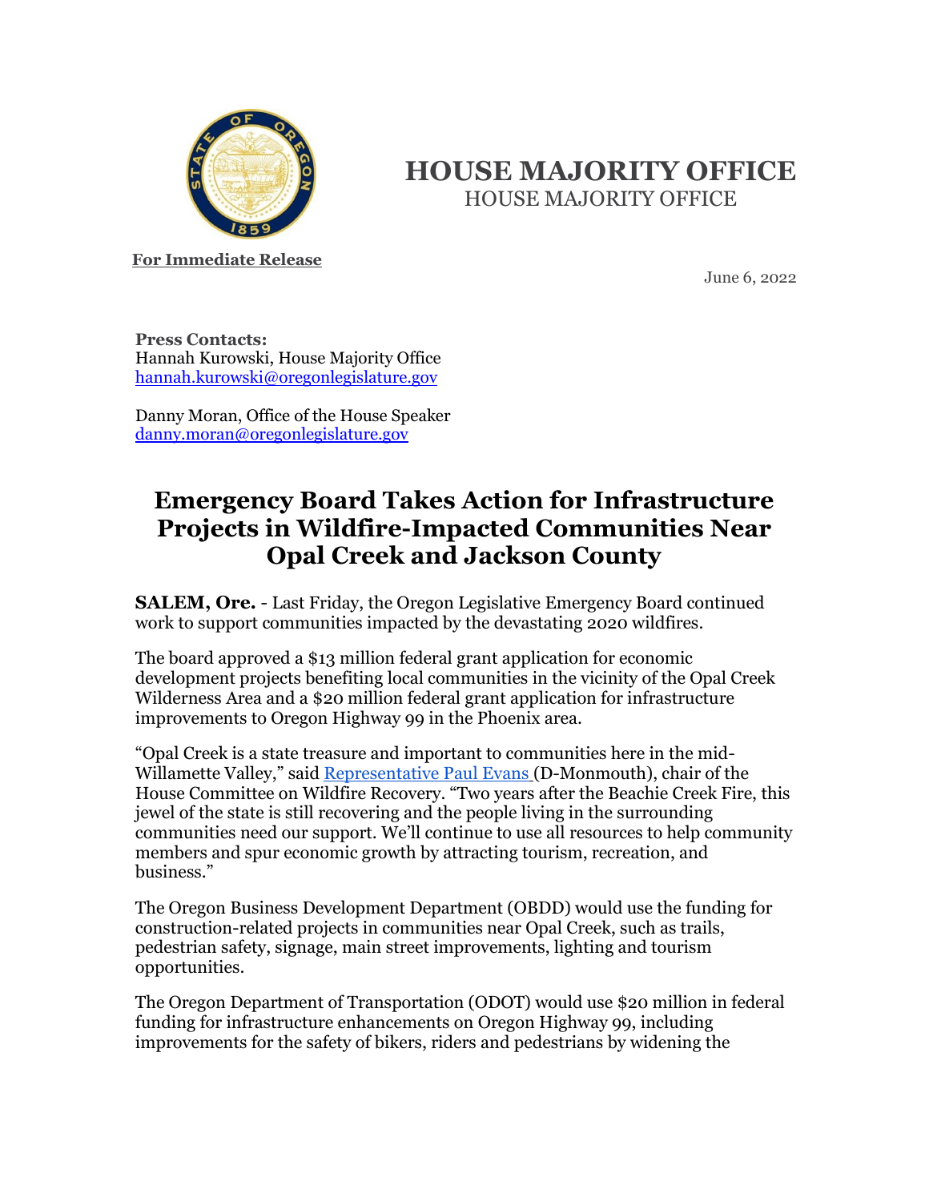# HOUSE MAJORITY OFFICE

HOUSE MAJORITY OFFICE

**For Immediate Release**

June 6, 2022

**Press Contacts:**
Hannah Kurowski, House Majority Office
hannah.kurowski@oregonlegislature.gov

Danny Moran, Office of the House Speaker
danny.moran@oregonlegislature.gov

## Emergency Board Takes Action for Infrastructure Projects in Wildfire-Impacted Communities Near Opal Creek and Jackson County

**SALEM, Ore.** - Last Friday, the Oregon Legislative Emergency Board continued work to support communities impacted by the devastating 2020 wildfires.

The board approved a $13 million federal grant application for economic development projects benefiting local communities in the vicinity of the Opal Creek Wilderness Area and a $20 million federal grant application for infrastructure improvements to Oregon Highway 99 in the Phoenix area.

"Opal Creek is a state treasure and important to communities here in the mid-Willamette Valley," said Representative Paul Evans (D-Monmouth), chair of the House Committee on Wildfire Recovery. "Two years after the Beachie Creek Fire, this jewel of the state is still recovering and the people living in the surrounding communities need our support. We'll continue to use all resources to help community members and spur economic growth by attracting tourism, recreation, and business."

The Oregon Business Development Department (OBDD) would use the funding for construction-related projects in communities near Opal Creek, such as trails, pedestrian safety, signage, main street improvements, lighting and tourism opportunities.

The Oregon Department of Transportation (ODOT) would use $20 million in federal funding for infrastructure enhancements on Oregon Highway 99, including improvements for the safety of bikers, riders and pedestrians by widening the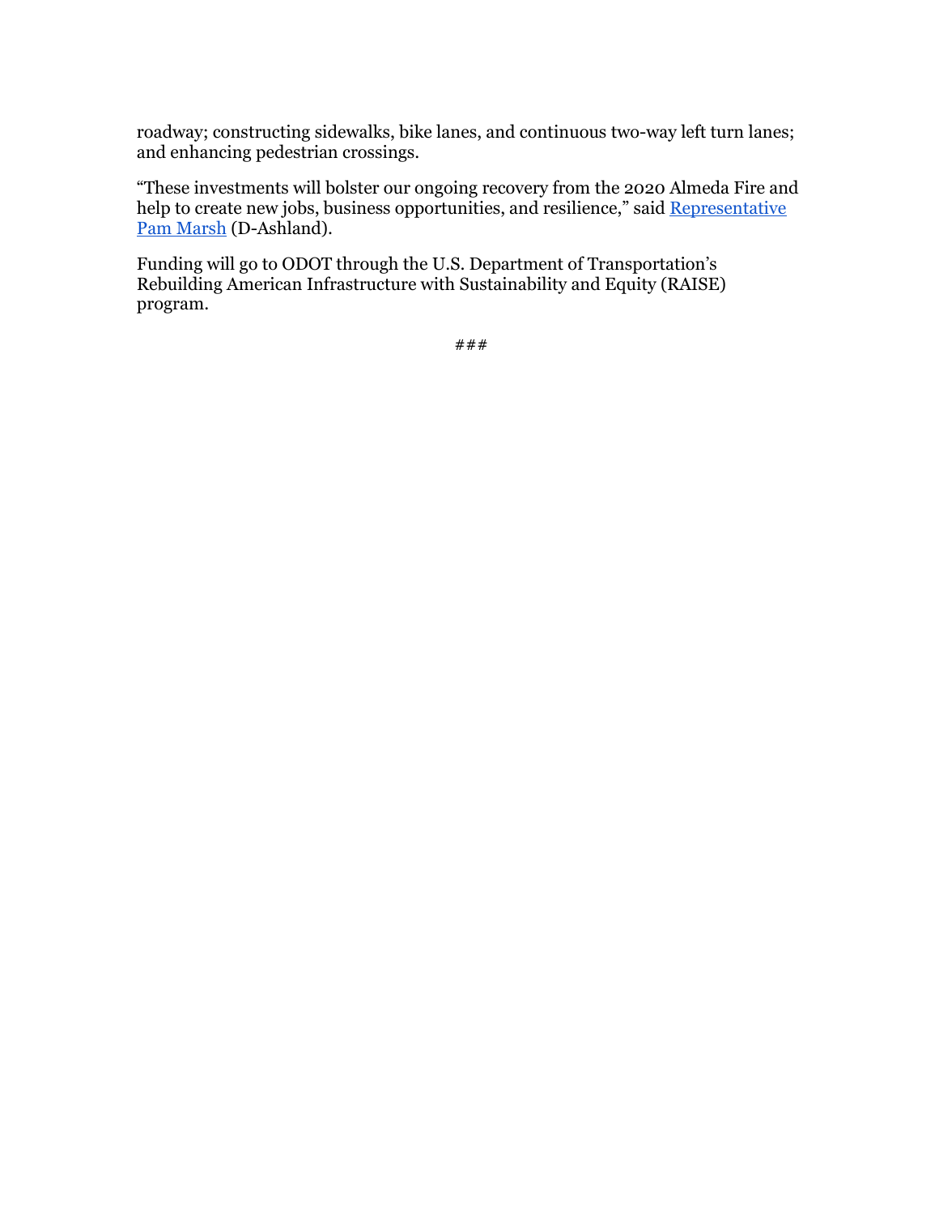roadway; constructing sidewalks, bike lanes, and continuous two-way left turn lanes; and enhancing pedestrian crossings.

“These investments will bolster our ongoing recovery from the 2020 Almeda Fire and help to create new jobs, business opportunities, and resilience,” said Representative Pam Marsh (D-Ashland).

Funding will go to ODOT through the U.S. Department of Transportation’s Rebuilding American Infrastructure with Sustainability and Equity (RAISE) program.

###